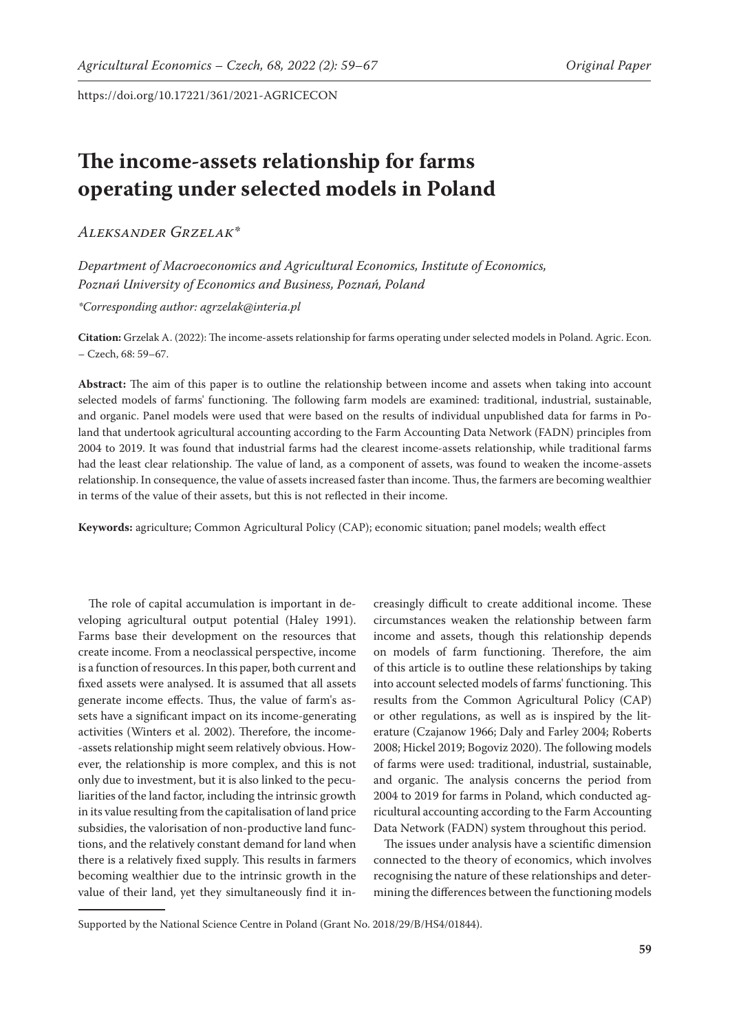https://doi.org/10.17221/361/2021-AGRICECON

# The income-assets relationship for farms operating under selected models in Poland

*Aleksander Grzelak**

*Department of Macroeconomics and Agricultural Economics, Institute of Economics, Poznań University of Economics and Business, Poznań, Poland*

**Corresponding author: agrzelak@interia.pl*

**Citation:** Grzelak A. (2022): The income-assets relationship for farms operating under selected models in Poland. Agric. Econ. – Czech, 68: 59–67.

**Abstract:** The aim of this paper is to outline the relationship between income and assets when taking into account selected models of farms' functioning. The following farm models are examined: traditional, industrial, sustainable, and organic. Panel models were used that were based on the results of individual unpublished data for farms in Poland that undertook agricultural accounting according to the Farm Accounting Data Network (FADN) principles from 2004 to 2019. It was found that industrial farms had the clearest income-assets relationship, while traditional farms had the least clear relationship. The value of land, as a component of assets, was found to weaken the income-assets relationship. In consequence, the value of assets increased faster than income. Thus, the farmers are becoming wealthier in terms of the value of their assets, but this is not reflected in their income.

**Keywords:** agriculture; Common Agricultural Policy (CAP); economic situation; panel models; wealth effect

The role of capital accumulation is important in developing agricultural output potential (Haley 1991). Farms base their development on the resources that create income. From a neoclassical perspective, income is a function of resources. In this paper, both current and fixed assets were analysed. It is assumed that all assets generate income effects. Thus, the value of farm's assets have a significant impact on its income-generating activities (Winters et al. 2002). Therefore, the income-assets relationship might seem relatively obvious. However, the relationship is more complex, and this is not only due to investment, but it is also linked to the peculiarities of the land factor, including the intrinsic growth in its value resulting from the capitalisation of land price subsidies, the valorisation of non-productive land functions, and the relatively constant demand for land when there is a relatively fixed supply. This results in farmers becoming wealthier due to the intrinsic growth in the value of their land, yet they simultaneously find it increasingly difficult to create additional income. These circumstances weaken the relationship between farm income and assets, though this relationship depends on models of farm functioning. Therefore, the aim of this article is to outline these relationships by taking into account selected models of farms' functioning. This results from the Common Agricultural Policy (CAP) or other regulations, as well as is inspired by the literature (Czajanow 1966; Daly and Farley 2004; Roberts 2008; Hickel 2019; Bogoviz 2020). The following models of farms were used: traditional, industrial, sustainable, and organic. The analysis concerns the period from 2004 to 2019 for farms in Poland, which conducted agricultural accounting according to the Farm Accounting Data Network (FADN) system throughout this period.

The issues under analysis have a scientific dimension connected to the theory of economics, which involves recognising the nature of these relationships and determining the differences between the functioning models

Supported by the National Science Centre in Poland (Grant No. 2018/29/B/HS4/01844).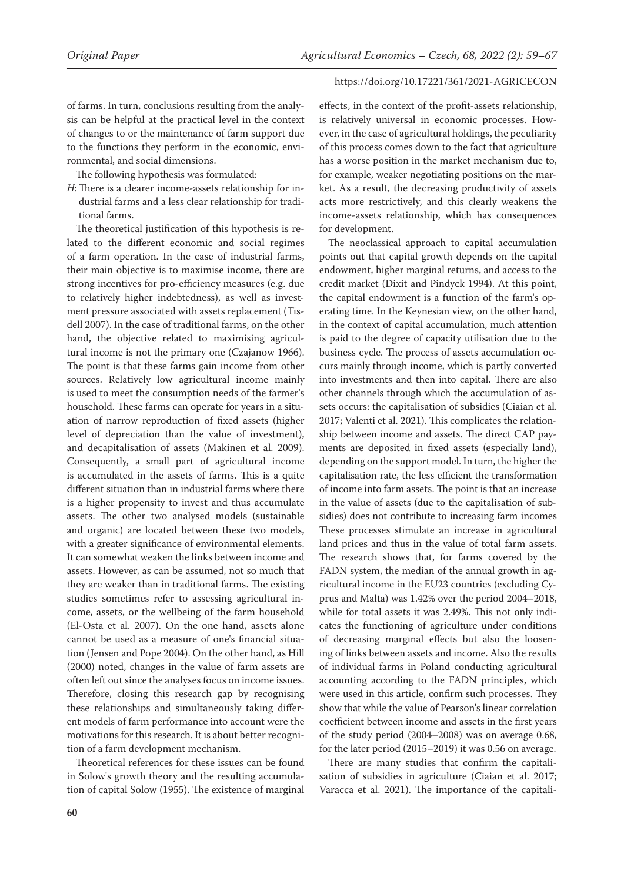of farms. In turn, conclusions resulting from the analysis can be helpful at the practical level in the context of changes to or the maintenance of farm support due to the functions they perform in the economic, environmental, and social dimensions.

The following hypothesis was formulated:

*H*: There is a clearer income-assets relationship for industrial farms and a less clear relationship for traditional farms.

The theoretical justification of this hypothesis is related to the different economic and social regimes of a farm operation. In the case of industrial farms, their main objective is to maximise income, there are strong incentives for pro-efficiency measures (e.g. due to relatively higher indebtedness), as well as investment pressure associated with assets replacement (Tisdell 2007). In the case of traditional farms, on the other hand, the objective related to maximising agricultural income is not the primary one (Czajanow 1966). The point is that these farms gain income from other sources. Relatively low agricultural income mainly is used to meet the consumption needs of the farmer's household. These farms can operate for years in a situation of narrow reproduction of fixed assets (higher level of depreciation than the value of investment), and decapitalisation of assets (Makinen et al. 2009). Consequently, a small part of agricultural income is accumulated in the assets of farms. This is a quite different situation than in industrial farms where there is a higher propensity to invest and thus accumulate assets. The other two analysed models (sustainable and organic) are located between these two models, with a greater significance of environmental elements. It can somewhat weaken the links between income and assets. However, as can be assumed, not so much that they are weaker than in traditional farms. The existing studies sometimes refer to assessing agricultural income, assets, or the wellbeing of the farm household (El-Osta et al. 2007). On the one hand, assets alone cannot be used as a measure of one's financial situation (Jensen and Pope 2004). On the other hand, as Hill (2000) noted, changes in the value of farm assets are often left out since the analyses focus on income issues. Therefore, closing this research gap by recognising these relationships and simultaneously taking different models of farm performance into account were the motivations for this research. It is about better recognition of a farm development mechanism.

Theoretical references for these issues can be found in Solow's growth theory and the resulting accumulation of capital Solow (1955). The existence of marginal effects, in the context of the profit-assets relationship, is relatively universal in economic processes. However, in the case of agricultural holdings, the peculiarity of this process comes down to the fact that agriculture has a worse position in the market mechanism due to, for example, weaker negotiating positions on the market. As a result, the decreasing productivity of assets acts more restrictively, and this clearly weakens the income-assets relationship, which has consequences for development.

The neoclassical approach to capital accumulation points out that capital growth depends on the capital endowment, higher marginal returns, and access to the credit market (Dixit and Pindyck 1994). At this point, the capital endowment is a function of the farm's operating time. In the Keynesian view, on the other hand, in the context of capital accumulation, much attention is paid to the degree of capacity utilisation due to the business cycle. The process of assets accumulation occurs mainly through income, which is partly converted into investments and then into capital. There are also other channels through which the accumulation of assets occurs: the capitalisation of subsidies (Ciaian et al. 2017; Valenti et al. 2021). This complicates the relationship between income and assets. The direct CAP payments are deposited in fixed assets (especially land), depending on the support model. In turn, the higher the capitalisation rate, the less efficient the transformation of income into farm assets. The point is that an increase in the value of assets (due to the capitalisation of subsidies) does not contribute to increasing farm incomes These processes stimulate an increase in agricultural land prices and thus in the value of total farm assets. The research shows that, for farms covered by the FADN system, the median of the annual growth in agricultural income in the EU23 countries (excluding Cyprus and Malta) was 1.42% over the period 2004–2018, while for total assets it was 2.49%. This not only indicates the functioning of agriculture under conditions of decreasing marginal effects but also the loosening of links between assets and income. Also the results of individual farms in Poland conducting agricultural accounting according to the FADN principles, which were used in this article, confirm such processes. They show that while the value of Pearson's linear correlation coefficient between income and assets in the first years of the study period (2004–2008) was on average 0.68, for the later period (2015–2019) it was 0.56 on average.

There are many studies that confirm the capitalisation of subsidies in agriculture (Ciaian et al. 2017; Varacca et al. 2021). The importance of the capitali-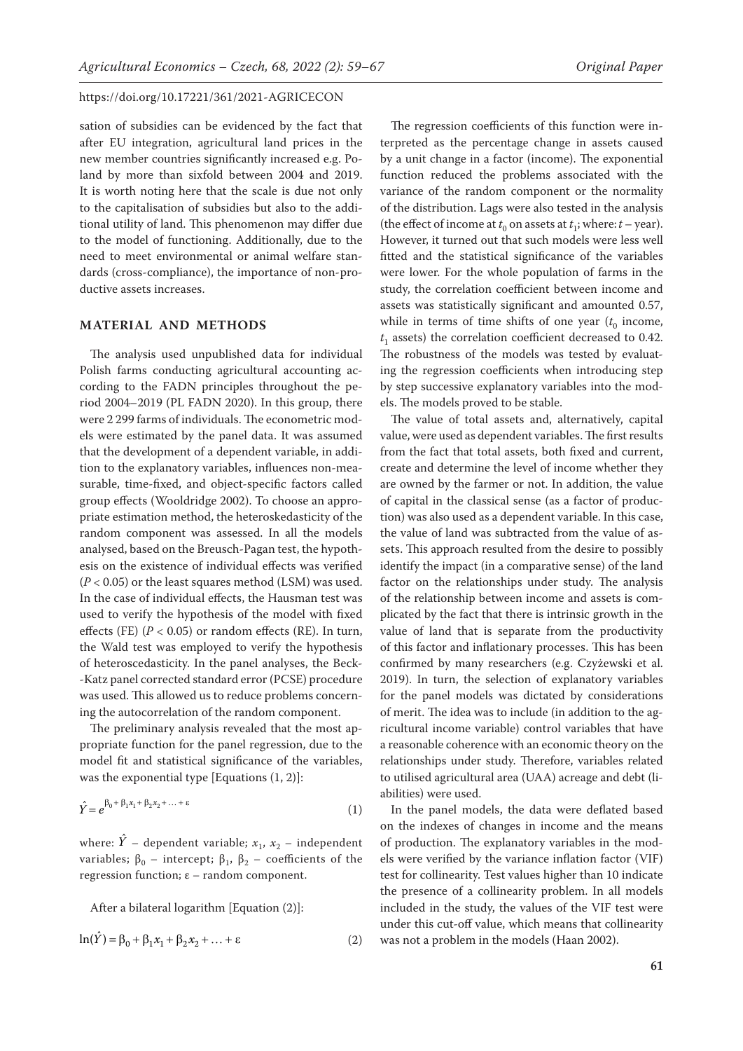sation of subsidies can be evidenced by the fact that after EU integration, agricultural land prices in the new member countries significantly increased e.g. Poland by more than sixfold between 2004 and 2019. It is worth noting here that the scale is due not only to the capitalisation of subsidies but also to the additional utility of land. This phenomenon may differ due to the model of functioning. Additionally, due to the need to meet environmental or animal welfare standards (cross-compliance), the importance of non-productive assets increases.

## MATERIAL AND METHODS

The analysis used unpublished data for individual Polish farms conducting agricultural accounting according to the FADN principles throughout the period 2004–2019 (PL FADN 2020). In this group, there were 2 299 farms of individuals. The econometric models were estimated by the panel data. It was assumed that the development of a dependent variable, in addition to the explanatory variables, influences non-measurable, time-fixed, and object-specific factors called group effects (Wooldridge 2002). To choose an appropriate estimation method, the heteroskedasticity of the random component was assessed. In all the models analysed, based on the Breusch-Pagan test, the hypothesis on the existence of individual effects was verified ($P < 0.05$) or the least squares method (LSM) was used. In the case of individual effects, the Hausman test was used to verify the hypothesis of the model with fixed effects (FE) ($P < 0.05$) or random effects (RE). In turn, the Wald test was employed to verify the hypothesis of heteroscedasticity. In the panel analyses, the Beck-Katz panel corrected standard error (PCSE) procedure was used. This allowed us to reduce problems concerning the autocorrelation of the random component.

The preliminary analysis revealed that the most appropriate function for the panel regression, due to the model fit and statistical significance of the variables, was the exponential type [Equations (1, 2)]:

$$\hat{Y} = e^{\beta_0 + \beta_1 x_1 + \beta_2 x_2 + \ldots + \varepsilon} \tag{1}$$

where: $\hat{Y}$ – dependent variable; $x_1$, $x_2$ – independent variables; $\beta_0$ – intercept; $\beta_1$, $\beta_2$ – coefficients of the regression function; $\varepsilon$ – random component.

After a bilateral logarithm [Equation (2)]:

$$\ln(\hat{Y}) = \beta_0 + \beta_1 x_1 + \beta_2 x_2 + \ldots + \varepsilon \tag{2}$$

The regression coefficients of this function were interpreted as the percentage change in assets caused by a unit change in a factor (income). The exponential function reduced the problems associated with the variance of the random component or the normality of the distribution. Lags were also tested in the analysis (the effect of income at $t_0$ on assets at $t_1$; where: $t$ – year). However, it turned out that such models were less well fitted and the statistical significance of the variables were lower. For the whole population of farms in the study, the correlation coefficient between income and assets was statistically significant and amounted 0.57, while in terms of time shifts of one year ($t_0$ income, $t_1$ assets) the correlation coefficient decreased to 0.42. The robustness of the models was tested by evaluating the regression coefficients when introducing step by step successive explanatory variables into the models. The models proved to be stable.

The value of total assets and, alternatively, capital value, were used as dependent variables. The first results from the fact that total assets, both fixed and current, create and determine the level of income whether they are owned by the farmer or not. In addition, the value of capital in the classical sense (as a factor of production) was also used as a dependent variable. In this case, the value of land was subtracted from the value of assets. This approach resulted from the desire to possibly identify the impact (in a comparative sense) of the land factor on the relationships under study. The analysis of the relationship between income and assets is complicated by the fact that there is intrinsic growth in the value of land that is separate from the productivity of this factor and inflationary processes. This has been confirmed by many researchers (e.g. Czyżewski et al. 2019). In turn, the selection of explanatory variables for the panel models was dictated by considerations of merit. The idea was to include (in addition to the agricultural income variable) control variables that have a reasonable coherence with an economic theory on the relationships under study. Therefore, variables related to utilised agricultural area (UAA) acreage and debt (liabilities) were used.

In the panel models, the data were deflated based on the indexes of changes in income and the means of production. The explanatory variables in the models were verified by the variance inflation factor (VIF) test for collinearity. Test values higher than 10 indicate the presence of a collinearity problem. In all models included in the study, the values of the VIF test were under this cut-off value, which means that collinearity was not a problem in the models (Haan 2002).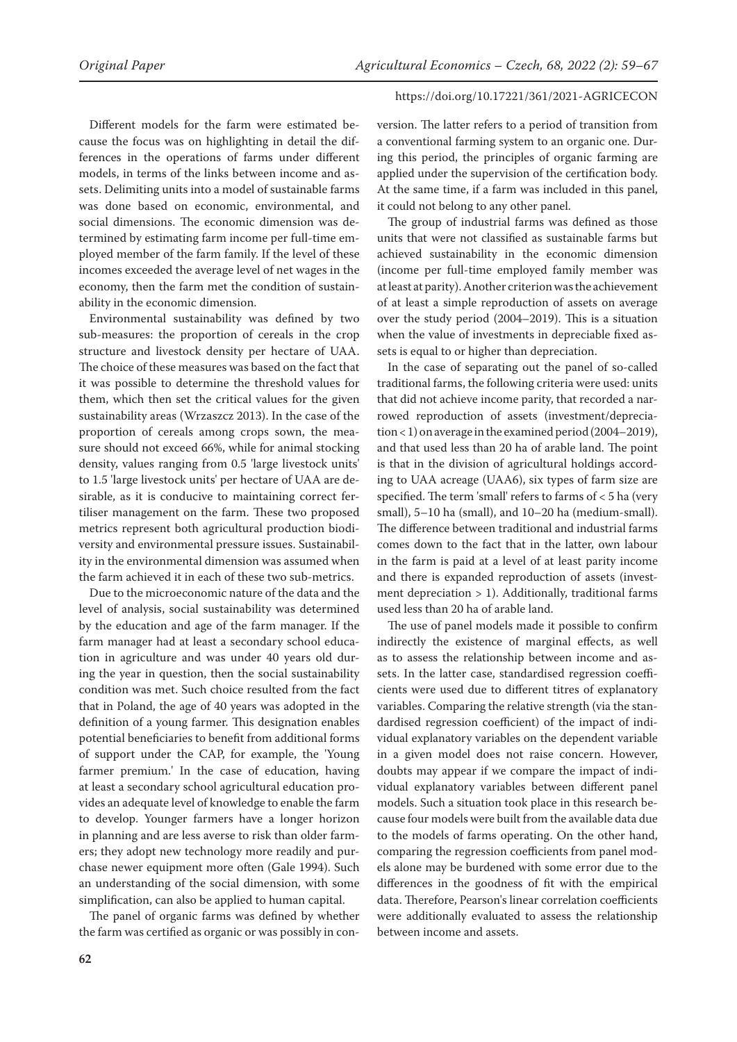Different models for the farm were estimated because the focus was on highlighting in detail the differences in the operations of farms under different models, in terms of the links between income and assets. Delimiting units into a model of sustainable farms was done based on economic, environmental, and social dimensions. The economic dimension was determined by estimating farm income per full-time employed member of the farm family. If the level of these incomes exceeded the average level of net wages in the economy, then the farm met the condition of sustainability in the economic dimension.

Environmental sustainability was defined by two sub-measures: the proportion of cereals in the crop structure and livestock density per hectare of UAA. The choice of these measures was based on the fact that it was possible to determine the threshold values for them, which then set the critical values for the given sustainability areas (Wrzaszcz 2013). In the case of the proportion of cereals among crops sown, the measure should not exceed 66%, while for animal stocking density, values ranging from 0.5 'large livestock units' to 1.5 'large livestock units' per hectare of UAA are desirable, as it is conducive to maintaining correct fertiliser management on the farm. These two proposed metrics represent both agricultural production biodiversity and environmental pressure issues. Sustainability in the environmental dimension was assumed when the farm achieved it in each of these two sub-metrics.

Due to the microeconomic nature of the data and the level of analysis, social sustainability was determined by the education and age of the farm manager. If the farm manager had at least a secondary school education in agriculture and was under 40 years old during the year in question, then the social sustainability condition was met. Such choice resulted from the fact that in Poland, the age of 40 years was adopted in the definition of a young farmer. This designation enables potential beneficiaries to benefit from additional forms of support under the CAP, for example, the 'Young farmer premium.' In the case of education, having at least a secondary school agricultural education provides an adequate level of knowledge to enable the farm to develop. Younger farmers have a longer horizon in planning and are less averse to risk than older farmers; they adopt new technology more readily and purchase newer equipment more often (Gale 1994). Such an understanding of the social dimension, with some simplification, can also be applied to human capital.

The panel of organic farms was defined by whether the farm was certified as organic or was possibly in conversion. The latter refers to a period of transition from a conventional farming system to an organic one. During this period, the principles of organic farming are applied under the supervision of the certification body. At the same time, if a farm was included in this panel, it could not belong to any other panel.

The group of industrial farms was defined as those units that were not classified as sustainable farms but achieved sustainability in the economic dimension (income per full-time employed family member was at least at parity). Another criterion was the achievement of at least a simple reproduction of assets on average over the study period (2004–2019). This is a situation when the value of investments in depreciable fixed assets is equal to or higher than depreciation.

In the case of separating out the panel of so-called traditional farms, the following criteria were used: units that did not achieve income parity, that recorded a narrowed reproduction of assets (investment/depreciation < 1) on average in the examined period (2004–2019), and that used less than 20 ha of arable land. The point is that in the division of agricultural holdings according to UAA acreage (UAA6), six types of farm size are specified. The term 'small' refers to farms of < 5 ha (very small), 5–10 ha (small), and 10–20 ha (medium-small). The difference between traditional and industrial farms comes down to the fact that in the latter, own labour in the farm is paid at a level of at least parity income and there is expanded reproduction of assets (investment depreciation > 1). Additionally, traditional farms used less than 20 ha of arable land.

The use of panel models made it possible to confirm indirectly the existence of marginal effects, as well as to assess the relationship between income and assets. In the latter case, standardised regression coefficients were used due to different titres of explanatory variables. Comparing the relative strength (via the standardised regression coefficient) of the impact of individual explanatory variables on the dependent variable in a given model does not raise concern. However, doubts may appear if we compare the impact of individual explanatory variables between different panel models. Such a situation took place in this research because four models were built from the available data due to the models of farms operating. On the other hand, comparing the regression coefficients from panel models alone may be burdened with some error due to the differences in the goodness of fit with the empirical data. Therefore, Pearson's linear correlation coefficients were additionally evaluated to assess the relationship between income and assets.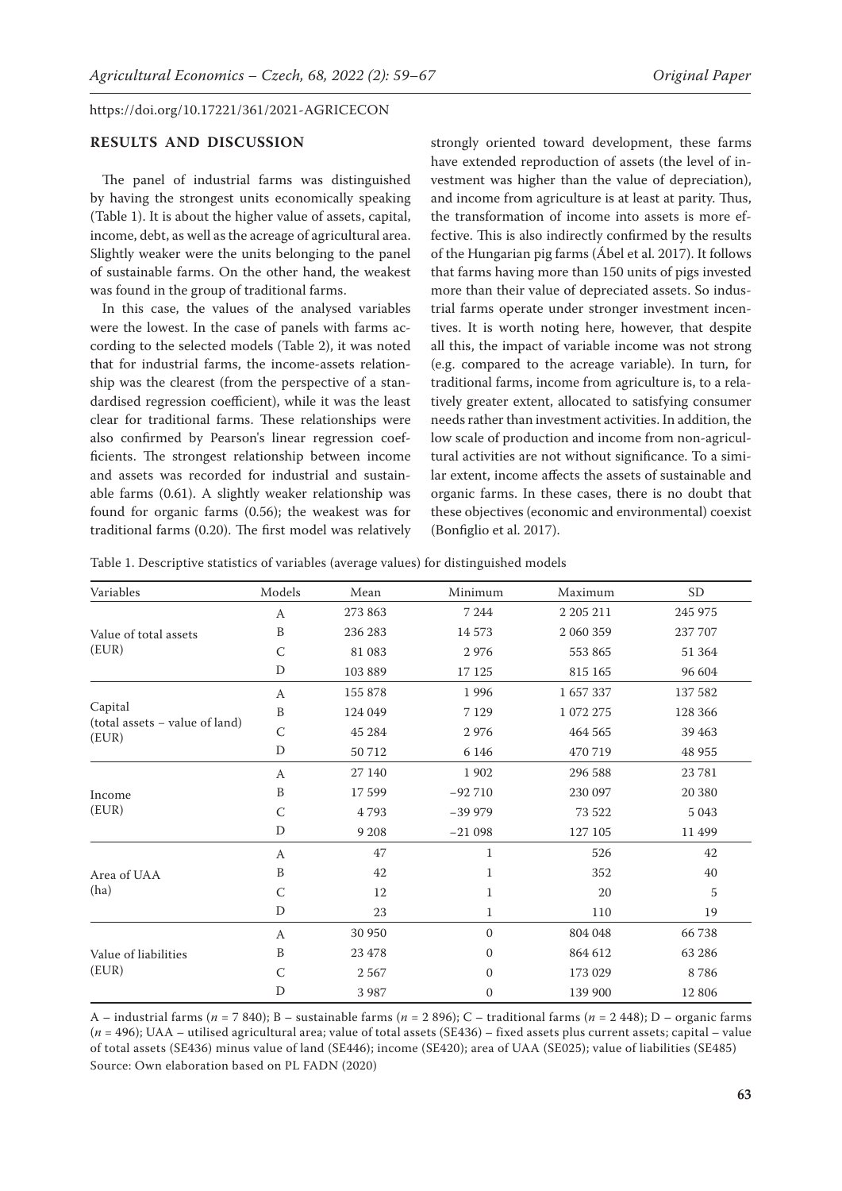## RESULTS AND DISCUSSION

The panel of industrial farms was distinguished by having the strongest units economically speaking (Table 1). It is about the higher value of assets, capital, income, debt, as well as the acreage of agricultural area. Slightly weaker were the units belonging to the panel of sustainable farms. On the other hand, the weakest was found in the group of traditional farms.

In this case, the values of the analysed variables were the lowest. In the case of panels with farms according to the selected models (Table 2), it was noted that for industrial farms, the income-assets relationship was the clearest (from the perspective of a standardised regression coefficient), while it was the least clear for traditional farms. These relationships were also confirmed by Pearson's linear regression coefficients. The strongest relationship between income and assets was recorded for industrial and sustainable farms (0.61). A slightly weaker relationship was found for organic farms (0.56); the weakest was for traditional farms (0.20). The first model was relatively strongly oriented toward development, these farms have extended reproduction of assets (the level of investment was higher than the value of depreciation), and income from agriculture is at least at parity. Thus, the transformation of income into assets is more effective. This is also indirectly confirmed by the results of the Hungarian pig farms (Ábel et al. 2017). It follows that farms having more than 150 units of pigs invested more than their value of depreciated assets. So industrial farms operate under stronger investment incentives. It is worth noting here, however, that despite all this, the impact of variable income was not strong (e.g. compared to the acreage variable). In turn, for traditional farms, income from agriculture is, to a relatively greater extent, allocated to satisfying consumer needs rather than investment activities. In addition, the low scale of production and income from non-agricultural activities are not without significance. To a similar extent, income affects the assets of sustainable and organic farms. In these cases, there is no doubt that these objectives (economic and environmental) coexist (Bonfiglio et al. 2017).

Table 1. Descriptive statistics of variables (average values) for distinguished models

| Variables | Models | Mean | Minimum | Maximum | SD |
|---|---|---|---|---|---|
| Value of total assets (EUR) | A | 273 863 | 7 244 | 2 205 211 | 245 975 |
| | B | 236 283 | 14 573 | 2 060 359 | 237 707 |
| | C | 81 083 | 2 976 | 553 865 | 51 364 |
| | D | 103 889 | 17 125 | 815 165 | 96 604 |
| Capital (total assets – value of land) (EUR) | A | 155 878 | 1 996 | 1 657 337 | 137 582 |
| | B | 124 049 | 7 129 | 1 072 275 | 128 366 |
| | C | 45 284 | 2 976 | 464 565 | 39 463 |
| | D | 50 712 | 6 146 | 470 719 | 48 955 |
| Income (EUR) | A | 27 140 | 1 902 | 296 588 | 23 781 |
| | B | 17 599 | −92 710 | 230 097 | 20 380 |
| | C | 4 793 | −39 979 | 73 522 | 5 043 |
| | D | 9 208 | −21 098 | 127 105 | 11 499 |
| Area of UAA (ha) | A | 47 | 1 | 526 | 42 |
| | B | 42 | 1 | 352 | 40 |
| | C | 12 | 1 | 20 | 5 |
| | D | 23 | 1 | 110 | 19 |
| Value of liabilities (EUR) | A | 30 950 | 0 | 804 048 | 66 738 |
| | B | 23 478 | 0 | 864 612 | 63 286 |
| | C | 2 567 | 0 | 173 029 | 8 786 |
| | D | 3 987 | 0 | 139 900 | 12 806 |

A – industrial farms ($n$ = 7 840); B – sustainable farms ($n$ = 2 896); C – traditional farms ($n$ = 2 448); D – organic farms ($n$ = 496); UAA – utilised agricultural area; value of total assets (SE436) – fixed assets plus current assets; capital – value of total assets (SE436) minus value of land (SE446); income (SE420); area of UAA (SE025); value of liabilities (SE485)
Source: Own elaboration based on PL FADN (2020)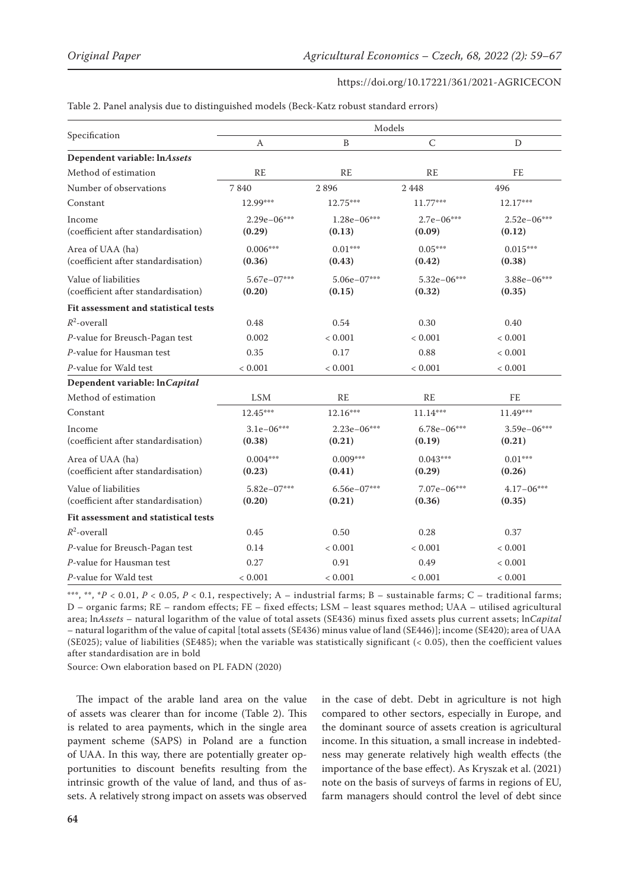Table 2. Panel analysis due to distinguished models (Beck-Katz robust standard errors)

| Specification | Models | | | |
|---|---|---|---|---|
| | A | B | C | D |
| **Dependent variable: ln*Assets*** | | | | |
| Method of estimation | RE | RE | RE | FE |
| Number of observations | 7 840 | 2 896 | 2 448 | 496 |
| Constant | 12.99*** | 12.75*** | 11.77*** | 12.17*** |
| Income (coefficient after standardisation) | 2.29e–06*** **(0.29)** | 1.28e–06*** **(0.13)** | 2.7e–06*** **(0.09)** | 2.52e–06*** **(0.12)** |
| Area of UAA (ha) (coefficient after standardisation) | 0.006*** **(0.36)** | 0.01*** **(0.43)** | 0.05*** **(0.42)** | 0.015*** **(0.38)** |
| Value of liabilities (coefficient after standardisation) | 5.67e–07*** **(0.20)** | 5.06e–07*** **(0.15)** | 5.32e–06*** **(0.32)** | 3.88e–06*** **(0.35)** |
| **Fit assessment and statistical tests** | | | | |
| $R^2$-overall | 0.48 | 0.54 | 0.30 | 0.40 |
| *P*-value for Breusch-Pagan test | 0.002 | < 0.001 | < 0.001 | < 0.001 |
| *P*-value for Hausman test | 0.35 | 0.17 | 0.88 | < 0.001 |
| *P*-value for Wald test | < 0.001 | < 0.001 | < 0.001 | < 0.001 |
| **Dependent variable: ln*Capital*** | | | | |
| Method of estimation | LSM | RE | RE | FE |
| Constant | 12.45*** | 12.16*** | 11.14*** | 11.49*** |
| Income (coefficient after standardisation) | 3.1e–06*** **(0.38)** | 2.23e–06*** **(0.21)** | 6.78e–06*** **(0.19)** | 3.59e–06*** **(0.21)** |
| Area of UAA (ha) (coefficient after standardisation) | 0.004*** **(0.23)** | 0.009*** **(0.41)** | 0.043*** **(0.29)** | 0.01*** **(0.26)** |
| Value of liabilities (coefficient after standardisation) | 5.82e–07*** **(0.20)** | 6.56e–07*** **(0.21)** | 7.07e–06*** **(0.36)** | 4.17–06*** **(0.35)** |
| **Fit assessment and statistical tests** | | | | |
| $R^2$-overall | 0.45 | 0.50 | 0.28 | 0.37 |
| *P*-value for Breusch-Pagan test | 0.14 | < 0.001 | < 0.001 | < 0.001 |
| *P*-value for Hausman test | 0.27 | 0.91 | 0.49 | < 0.001 |
| *P*-value for Wald test | < 0.001 | < 0.001 | < 0.001 | < 0.001 |

***, **, *$P$ < 0.01, $P$ < 0.05, $P$ < 0.1, respectively; A – industrial farms; B – sustainable farms; C – traditional farms; D – organic farms; RE – random effects; FE – fixed effects; LSM – least squares method; UAA – utilised agricultural area; ln*Assets* – natural logarithm of the value of total assets (SE436) minus fixed assets plus current assets; ln*Capital* – natural logarithm of the value of capital [total assets (SE436) minus value of land (SE446)]; income (SE420); area of UAA (SE025); value of liabilities (SE485); when the variable was statistically significant (< 0.05), then the coefficient values after standardisation are in bold

Source: Own elaboration based on PL FADN (2020)

The impact of the arable land area on the value of assets was clearer than for income (Table 2). This is related to area payments, which in the single area payment scheme (SAPS) in Poland are a function of UAA. In this way, there are potentially greater opportunities to discount benefits resulting from the intrinsic growth of the value of land, and thus of assets. A relatively strong impact on assets was observed in the case of debt. Debt in agriculture is not high compared to other sectors, especially in Europe, and the dominant source of assets creation is agricultural income. In this situation, a small increase in indebtedness may generate relatively high wealth effects (the importance of the base effect). As Kryszak et al. (2021) note on the basis of surveys of farms in regions of EU, farm managers should control the level of debt since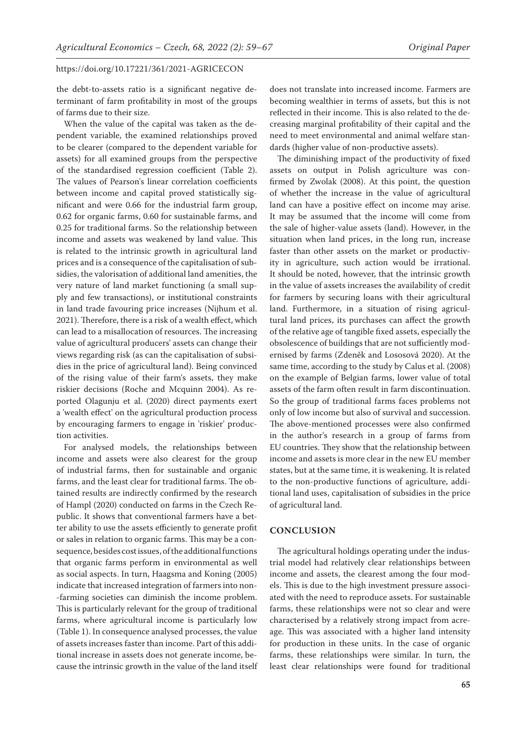the debt-to-assets ratio is a significant negative determinant of farm profitability in most of the groups of farms due to their size.

When the value of the capital was taken as the dependent variable, the examined relationships proved to be clearer (compared to the dependent variable for assets) for all examined groups from the perspective of the standardised regression coefficient (Table 2). The values of Pearson's linear correlation coefficients between income and capital proved statistically significant and were 0.66 for the industrial farm group, 0.62 for organic farms, 0.60 for sustainable farms, and 0.25 for traditional farms. So the relationship between income and assets was weakened by land value. This is related to the intrinsic growth in agricultural land prices and is a consequence of the capitalisation of subsidies, the valorisation of additional land amenities, the very nature of land market functioning (a small supply and few transactions), or institutional constraints in land trade favouring price increases (Nijhum et al. 2021). Therefore, there is a risk of a wealth effect, which can lead to a misallocation of resources. The increasing value of agricultural producers' assets can change their views regarding risk (as can the capitalisation of subsidies in the price of agricultural land). Being convinced of the rising value of their farm's assets, they make riskier decisions (Roche and Mcquinn 2004). As reported Olagunju et al. (2020) direct payments exert a 'wealth effect' on the agricultural production process by encouraging farmers to engage in 'riskier' production activities.

For analysed models, the relationships between income and assets were also clearest for the group of industrial farms, then for sustainable and organic farms, and the least clear for traditional farms. The obtained results are indirectly confirmed by the research of Hampl (2020) conducted on farms in the Czech Republic. It shows that conventional farmers have a better ability to use the assets efficiently to generate profit or sales in relation to organic farms. This may be a consequence, besides cost issues, of the additional functions that organic farms perform in environmental as well as social aspects. In turn, Haagsma and Koning (2005) indicate that increased integration of farmers into non-farming societies can diminish the income problem. This is particularly relevant for the group of traditional farms, where agricultural income is particularly low (Table 1). In consequence analysed processes, the value of assets increases faster than income. Part of this additional increase in assets does not generate income, because the intrinsic growth in the value of the land itself does not translate into increased income. Farmers are becoming wealthier in terms of assets, but this is not reflected in their income. This is also related to the decreasing marginal profitability of their capital and the need to meet environmental and animal welfare standards (higher value of non-productive assets).

The diminishing impact of the productivity of fixed assets on output in Polish agriculture was confirmed by Zwolak (2008). At this point, the question of whether the increase in the value of agricultural land can have a positive effect on income may arise. It may be assumed that the income will come from the sale of higher-value assets (land). However, in the situation when land prices, in the long run, increase faster than other assets on the market or productivity in agriculture, such action would be irrational. It should be noted, however, that the intrinsic growth in the value of assets increases the availability of credit for farmers by securing loans with their agricultural land. Furthermore, in a situation of rising agricultural land prices, its purchases can affect the growth of the relative age of tangible fixed assets, especially the obsolescence of buildings that are not sufficiently modernised by farms (Zdeněk and Lososová 2020). At the same time, according to the study by Calus et al. (2008) on the example of Belgian farms, lower value of total assets of the farm often result in farm discontinuation. So the group of traditional farms faces problems not only of low income but also of survival and succession. The above-mentioned processes were also confirmed in the author's research in a group of farms from EU countries. They show that the relationship between income and assets is more clear in the new EU member states, but at the same time, it is weakening. It is related to the non-productive functions of agriculture, additional land uses, capitalisation of subsidies in the price of agricultural land.

## CONCLUSION

The agricultural holdings operating under the industrial model had relatively clear relationships between income and assets, the clearest among the four models. This is due to the high investment pressure associated with the need to reproduce assets. For sustainable farms, these relationships were not so clear and were characterised by a relatively strong impact from acreage. This was associated with a higher land intensity for production in these units. In the case of organic farms, these relationships were similar. In turn, the least clear relationships were found for traditional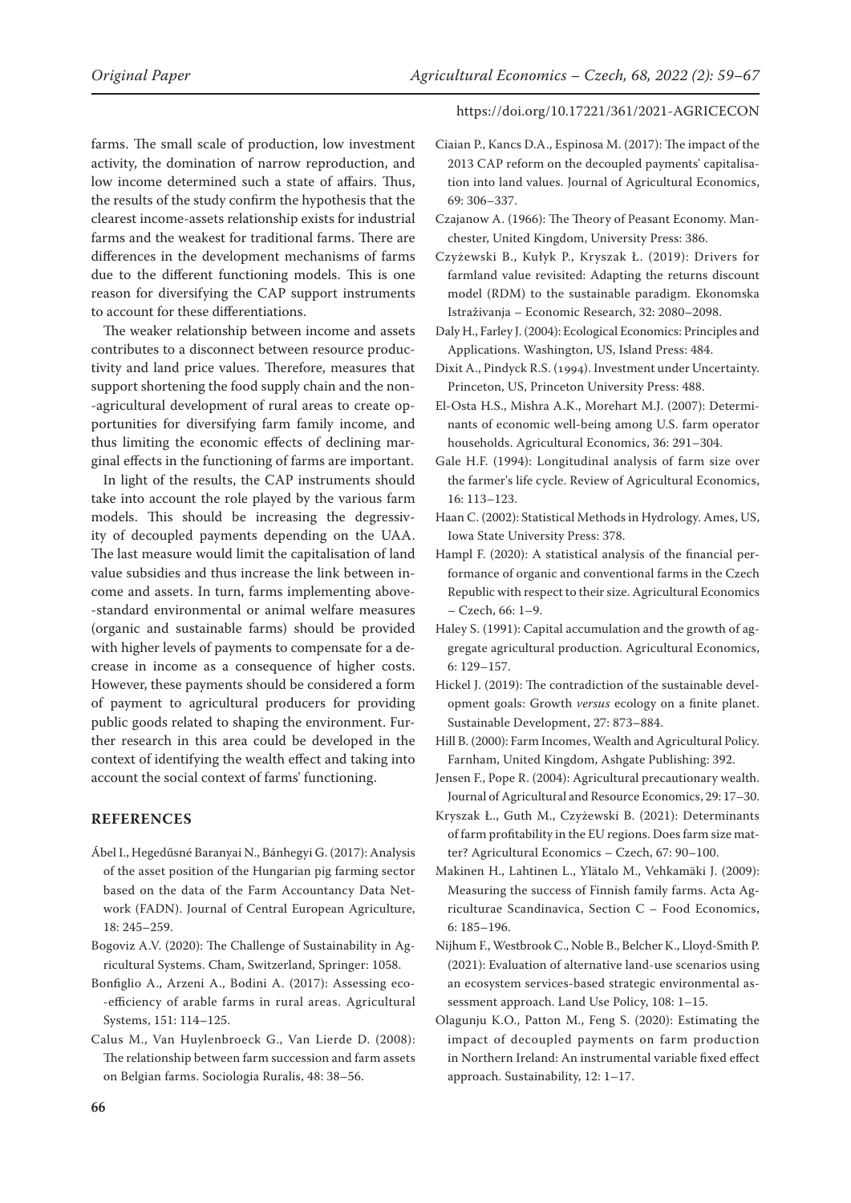farms. The small scale of production, low investment activity, the domination of narrow reproduction, and low income determined such a state of affairs. Thus, the results of the study confirm the hypothesis that the clearest income-assets relationship exists for industrial farms and the weakest for traditional farms. There are differences in the development mechanisms of farms due to the different functioning models. This is one reason for diversifying the CAP support instruments to account for these differentiations.

The weaker relationship between income and assets contributes to a disconnect between resource productivity and land price values. Therefore, measures that support shortening the food supply chain and the non-agricultural development of rural areas to create opportunities for diversifying farm family income, and thus limiting the economic effects of declining marginal effects in the functioning of farms are important.

In light of the results, the CAP instruments should take into account the role played by the various farm models. This should be increasing the degressivity of decoupled payments depending on the UAA. The last measure would limit the capitalisation of land value subsidies and thus increase the link between income and assets. In turn, farms implementing above-standard environmental or animal welfare measures (organic and sustainable farms) should be provided with higher levels of payments to compensate for a decrease in income as a consequence of higher costs. However, these payments should be considered a form of payment to agricultural producers for providing public goods related to shaping the environment. Further research in this area could be developed in the context of identifying the wealth effect and taking into account the social context of farms' functioning.

## REFERENCES

Ábel I., Hegedűsné Baranyai N., Bánhegyi G. (2017): Analysis of the asset position of the Hungarian pig farming sector based on the data of the Farm Accountancy Data Network (FADN). Journal of Central European Agriculture, 18: 245–259.

Bogoviz A.V. (2020): The Challenge of Sustainability in Agricultural Systems. Cham, Switzerland, Springer: 1058.

Bonfiglio A., Arzeni A., Bodini A. (2017): Assessing eco-efficiency of arable farms in rural areas. Agricultural Systems, 151: 114–125.

Calus M., Van Huylenbroeck G., Van Lierde D. (2008): The relationship between farm succession and farm assets on Belgian farms. Sociologia Ruralis, 48: 38–56.

Ciaian P., Kancs D.A., Espinosa M. (2017): The impact of the 2013 CAP reform on the decoupled payments' capitalisation into land values. Journal of Agricultural Economics, 69: 306–337.

Czajanow A. (1966): The Theory of Peasant Economy. Manchester, United Kingdom, University Press: 386.

Czyżewski B., Kułyk P., Kryszak Ł. (2019): Drivers for farmland value revisited: Adapting the returns discount model (RDM) to the sustainable paradigm. Ekonomska Istraživanja – Economic Research, 32: 2080–2098.

Daly H., Farley J. (2004): Ecological Economics: Principles and Applications. Washington, US, Island Press: 484.

Dixit A., Pindyck R.S. (1994). Investment under Uncertainty. Princeton, US, Princeton University Press: 488.

El-Osta H.S., Mishra A.K., Morehart M.J. (2007): Determinants of economic well-being among U.S. farm operator households. Agricultural Economics, 36: 291–304.

Gale H.F. (1994): Longitudinal analysis of farm size over the farmer's life cycle. Review of Agricultural Economics, 16: 113–123.

Haan C. (2002): Statistical Methods in Hydrology. Ames, US, Iowa State University Press: 378.

Hampl F. (2020): A statistical analysis of the financial performance of organic and conventional farms in the Czech Republic with respect to their size. Agricultural Economics – Czech, 66: 1–9.

Haley S. (1991): Capital accumulation and the growth of aggregate agricultural production. Agricultural Economics, 6: 129–157.

Hickel J. (2019): The contradiction of the sustainable development goals: Growth *versus* ecology on a finite planet. Sustainable Development, 27: 873–884.

Hill B. (2000): Farm Incomes, Wealth and Agricultural Policy. Farnham, United Kingdom, Ashgate Publishing: 392.

Jensen F., Pope R. (2004): Agricultural precautionary wealth. Journal of Agricultural and Resource Economics, 29: 17–30.

Kryszak Ł., Guth M., Czyżewski B. (2021): Determinants of farm profitability in the EU regions. Does farm size matter? Agricultural Economics – Czech, 67: 90–100.

Makinen H., Lahtinen L., Ylätalo M., Vehkamäki J. (2009): Measuring the success of Finnish family farms. Acta Agriculturae Scandinavica, Section C – Food Economics, 6: 185–196.

Nijhum F., Westbrook C., Noble B., Belcher K., Lloyd-Smith P. (2021): Evaluation of alternative land-use scenarios using an ecosystem services-based strategic environmental assessment approach. Land Use Policy, 108: 1–15.

Olagunju K.O., Patton M., Feng S. (2020): Estimating the impact of decoupled payments on farm production in Northern Ireland: An instrumental variable fixed effect approach. Sustainability, 12: 1–17.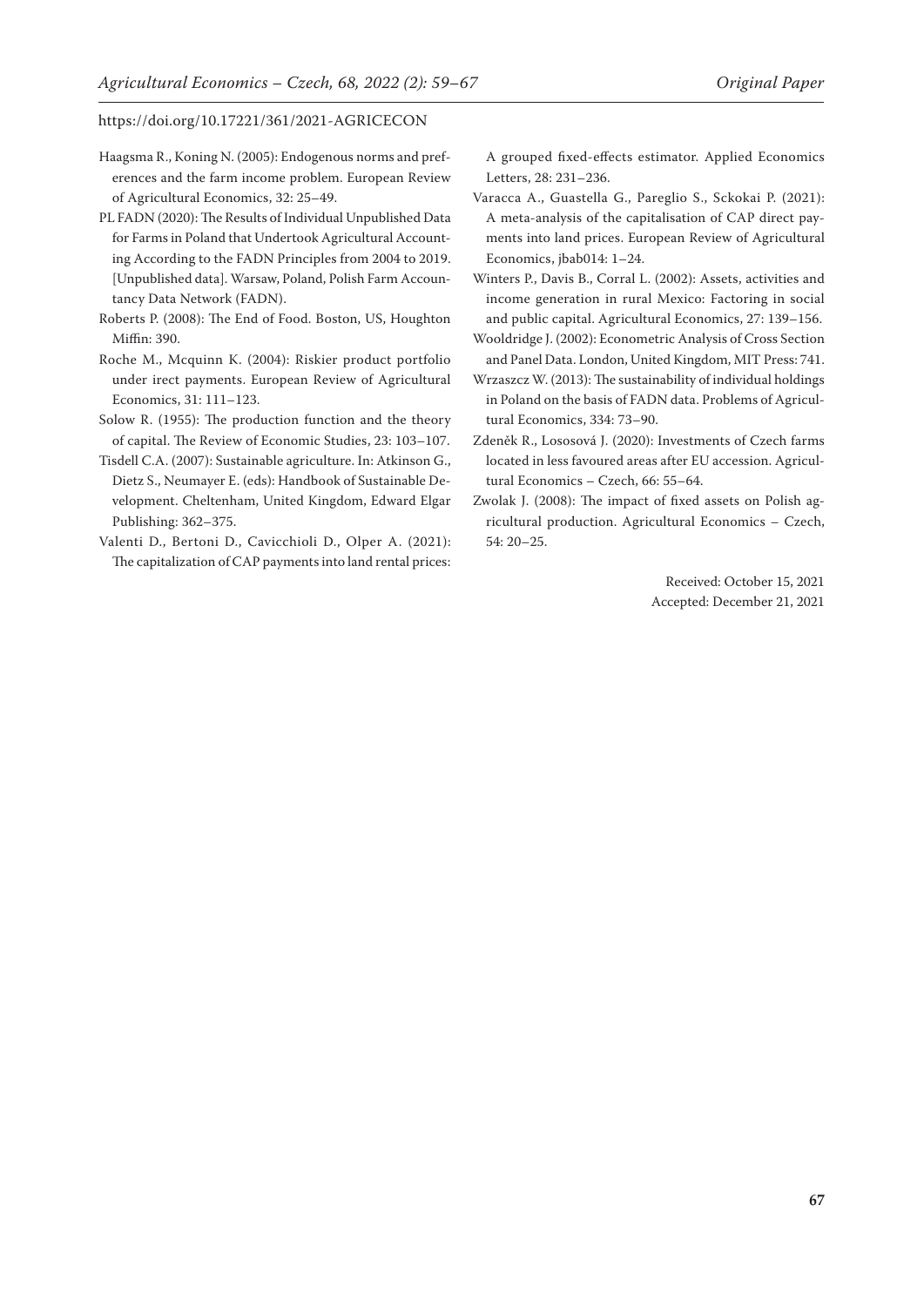Haagsma R., Koning N. (2005): Endogenous norms and preferences and the farm income problem. European Review of Agricultural Economics, 32: 25–49.

PL FADN (2020): The Results of Individual Unpublished Data for Farms in Poland that Undertook Agricultural Accounting According to the FADN Principles from 2004 to 2019. [Unpublished data]. Warsaw, Poland, Polish Farm Accountancy Data Network (FADN).

Roberts P. (2008): The End of Food. Boston, US, Houghton Mifflin: 390.

Roche M., Mcquinn K. (2004): Riskier product portfolio under irect payments. European Review of Agricultural Economics, 31: 111–123.

Solow R. (1955): The production function and the theory of capital. The Review of Economic Studies, 23: 103–107.

Tisdell C.A. (2007): Sustainable agriculture. In: Atkinson G., Dietz S., Neumayer E. (eds): Handbook of Sustainable Development. Cheltenham, United Kingdom, Edward Elgar Publishing: 362–375.

Valenti D., Bertoni D., Cavicchioli D., Olper A. (2021): The capitalization of CAP payments into land rental prices: A grouped fixed-effects estimator. Applied Economics Letters, 28: 231–236.

Varacca A., Guastella G., Pareglio S., Sckokai P. (2021): A meta-analysis of the capitalisation of CAP direct payments into land prices. European Review of Agricultural Economics, jbab014: 1–24.

Winters P., Davis B., Corral L. (2002): Assets, activities and income generation in rural Mexico: Factoring in social and public capital. Agricultural Economics, 27: 139–156.

Wooldridge J. (2002): Econometric Analysis of Cross Section and Panel Data. London, United Kingdom, MIT Press: 741.

Wrzaszcz W. (2013): The sustainability of individual holdings in Poland on the basis of FADN data. Problems of Agricultural Economics, 334: 73–90.

Zdeněk R., Lososová J. (2020): Investments of Czech farms located in less favoured areas after EU accession. Agricultural Economics – Czech, 66: 55–64.

Zwolak J. (2008): The impact of fixed assets on Polish agricultural production. Agricultural Economics – Czech, 54: 20–25.

Received: October 15, 2021
Accepted: December 21, 2021